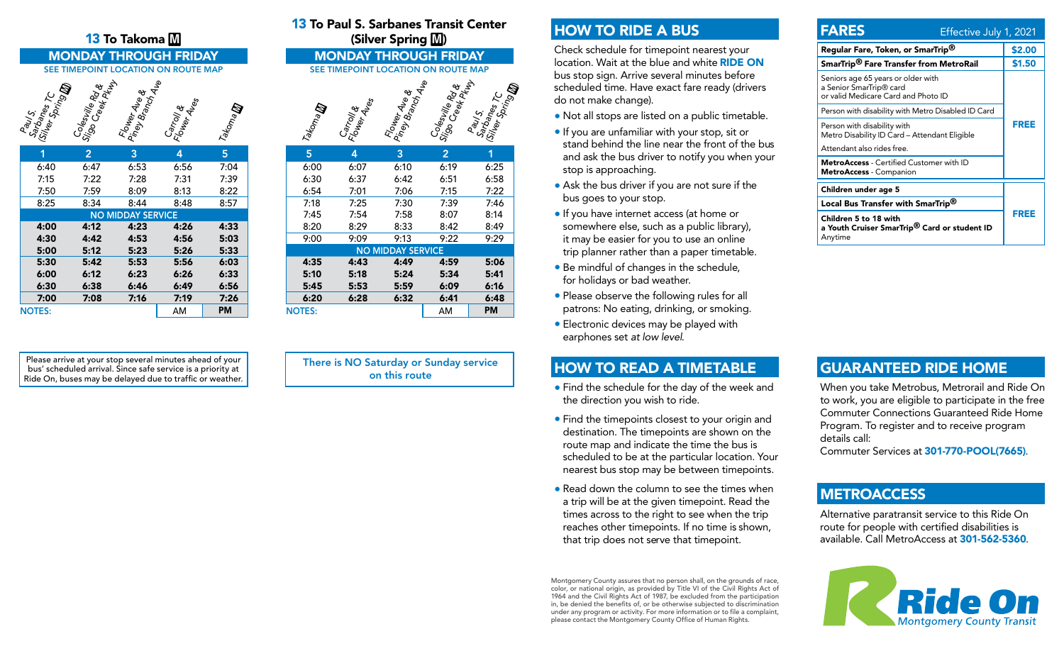## 13 To Takoma Ⓜ

### MONDAY THROUGH FRIDAY

SEE TIMEPOINT LOCATION ON ROUTE MAP

| Paul S. Sarbanes TC (Silver Spring Ⓜ) | Colesville Rd & Sligo Creek Pkwy | Flower Ave & Piney Branch Ave | Carroll & Flower Aves | Takoma Ⓜ |
|---|---|---|---|---|
| 1 | 2 | 3 | 4 | 5 |
| 6:40 | 6:47 | 6:53 | 6:56 | 7:04 |
| 7:15 | 7:22 | 7:28 | 7:31 | 7:39 |
| 7:50 | 7:59 | 8:09 | 8:13 | 8:22 |
| 8:25 | 8:34 | 8:44 | 8:48 | 8:57 |
| NO MIDDAY SERVICE | | | | |
| **4:00** | **4:12** | **4:23** | **4:26** | **4:33** |
| **4:30** | **4:42** | **4:53** | **4:56** | **5:03** |
| **5:00** | **5:12** | **5:23** | **5:26** | **5:33** |
| **5:30** | **5:42** | **5:53** | **5:56** | **6:03** |
| **6:00** | **6:12** | **6:23** | **6:26** | **6:33** |
| **6:30** | **6:38** | **6:46** | **6:49** | **6:56** |
| **7:00** | **7:08** | **7:16** | **7:19** | **7:26** |
| NOTES: | | | AM | **PM** |

Please arrive at your stop several minutes ahead of your bus' scheduled arrival. Since safe service is a priority at Ride On, buses may be delayed due to traffic or weather.

## 13 To Paul S. Sarbanes Transit Center (Silver Spring Ⓜ)

### MONDAY THROUGH FRIDAY

SEE TIMEPOINT LOCATION ON ROUTE MAP

| Takoma Ⓜ | Carroll & Flower Aves | Flower Ave & Piney Branch Ave | Colesville Rd & Sligo Creek Pkwy | Paul S. Sarbanes TC (Silver Spring Ⓜ) |
|---|---|---|---|---|
| 5 | 4 | 3 | 2 | 1 |
| 6:00 | 6:07 | 6:10 | 6:19 | 6:25 |
| 6:30 | 6:37 | 6:42 | 6:51 | 6:58 |
| 6:54 | 7:01 | 7:06 | 7:15 | 7:22 |
| 7:18 | 7:25 | 7:30 | 7:39 | 7:46 |
| 7:45 | 7:54 | 7:58 | 8:07 | 8:14 |
| 8:20 | 8:29 | 8:33 | 8:42 | 8:49 |
| 9:00 | 9:09 | 9:13 | 9:22 | 9:29 |
| NO MIDDAY SERVICE | | | | |
| **4:35** | **4:43** | **4:49** | **4:59** | **5:06** |
| **5:10** | **5:18** | **5:24** | **5:34** | **5:41** |
| **5:45** | **5:53** | **5:59** | **6:09** | **6:16** |
| **6:20** | **6:28** | **6:32** | **6:41** | **6:48** |
| NOTES: | | | AM | **PM** |

There is NO Saturday or Sunday service on this route

## HOW TO RIDE A BUS

Check schedule for timepoint nearest your location. Wait at the blue and white **RIDE ON** bus stop sign. Arrive several minutes before scheduled time. Have exact fare ready (drivers do not make change).

- Not all stops are listed on a public timetable.
- If you are unfamiliar with your stop, sit or stand behind the line near the front of the bus and ask the bus driver to notify you when your stop is approaching.
- Ask the bus driver if you are not sure if the bus goes to your stop.
- If you have internet access (at home or somewhere else, such as a public library), it may be easier for you to use an online trip planner rather than a paper timetable.
- Be mindful of changes in the schedule, for holidays or bad weather.
- Please observe the following rules for all patrons: No eating, drinking, or smoking.
- Electronic devices may be played with earphones set *at low level.*

## HOW TO READ A TIMETABLE

- Find the schedule for the day of the week and the direction you wish to ride.
- Find the timepoints closest to your origin and destination. The timepoints are shown on the route map and indicate the time the bus is scheduled to be at the particular location. Your nearest bus stop may be between timepoints.
- Read down the column to see the times when a trip will be at the given timepoint. Read the times across to the right to see when the trip reaches other timepoints. If no time is shown, that trip does not serve that timepoint.

Montgomery County assures that no person shall, on the grounds of race, color, or national origin, as provided by Title VI of the Civil Rights Act of 1964 and the Civil Rights Act of 1987, be excluded from the participation in, be denied the benefits of, or be otherwise subjected to discrimination under any program or activity. For more information or to file a complaint, please contact the Montgomery County Office of Human Rights.

## FARES

Effective July 1, 2021

| | |
|---|---|
| **Regular Fare, Token, or SmarTrip®** | **$2.00** |
| **SmarTrip® Fare Transfer from MetroRail** | **$1.50** |
| Seniors age 65 years or older with a Senior SmarTrip® card or valid Medicare Card and Photo ID | **FREE** |
| Person with disability with Metro Disabled ID Card | |
| Person with disability with Metro Disability ID Card – Attendant Eligible | |
| Attendant also rides free. | |
| **MetroAccess** - Certified Customer with ID; **MetroAccess** - Companion | |
| **Children under age 5** | **FREE** |
| **Local Bus Transfer with SmarTrip®** | |
| **Children 5 to 18 with a Youth Cruiser SmarTrip® Card or student ID** Anytime | |

## GUARANTEED RIDE HOME

When you take Metrobus, Metrorail and Ride On to work, you are eligible to participate in the free Commuter Connections Guaranteed Ride Home Program. To register and to receive program details call:
Commuter Services at **301-770-POOL(7665)**.

## METROACCESS

Alternative paratransit service to this Ride On route for people with certified disabilities is available. Call MetroAccess at **301-562-5360**.

Ride On
Montgomery County Transit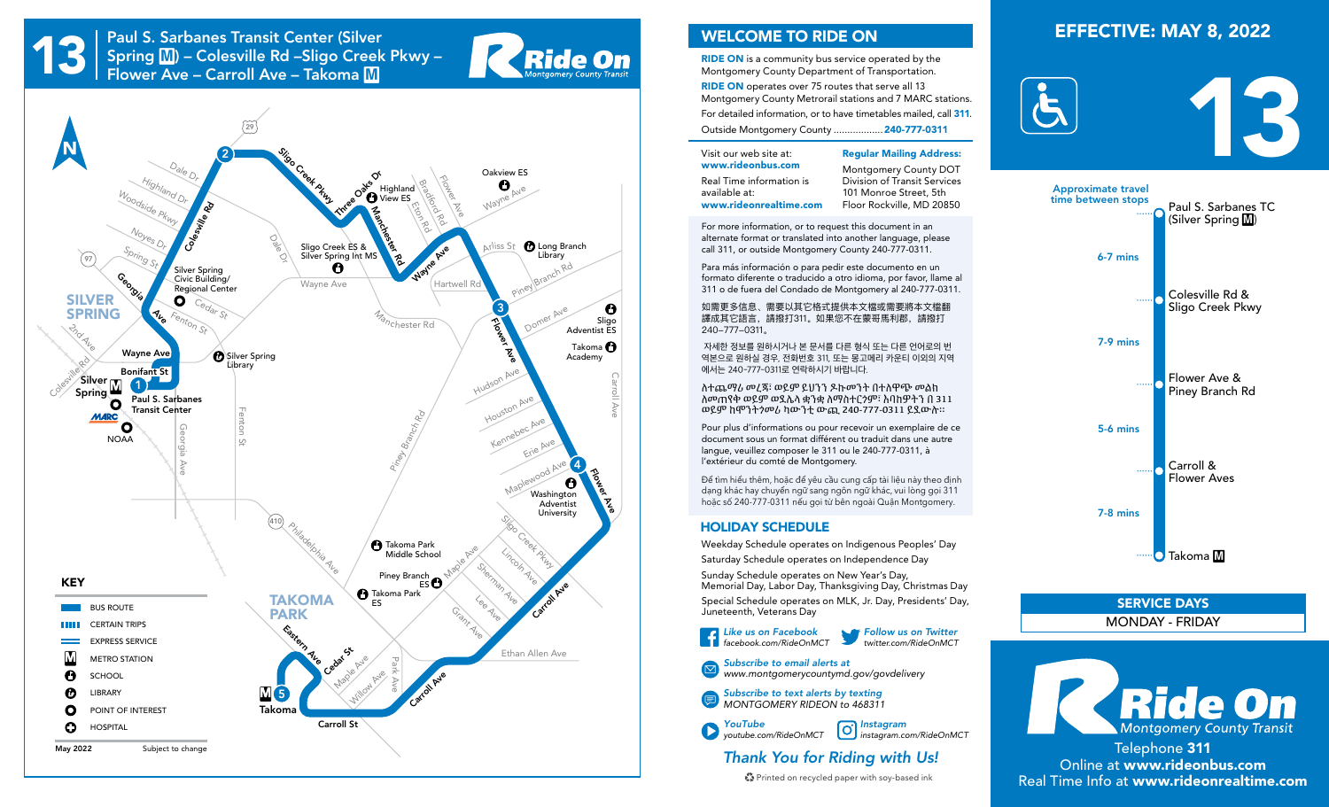# 13 Paul S. Sarbanes Transit Center (Silver Spring M) – Colesville Rd –Sligo Creek Pkwy – Flower Ave – Carroll Ave – Takoma M

Ride On Montgomery County Transit

**KEY**

- BUS ROUTE
- CERTAIN TRIPS
- EXPRESS SERVICE
- METRO STATION
- SCHOOL
- LIBRARY
- POINT OF INTEREST
- HOSPITAL

May 2022 Subject to change

## WELCOME TO RIDE ON

**RIDE ON** is a community bus service operated by the Montgomery County Department of Transportation.

**RIDE ON** operates over 75 routes that serve all 13 Montgomery County Metrorail stations and 7 MARC stations.

For detailed information, or to have timetables mailed, call **311**.

Outside Montgomery County .................. **240-777-0311**

Visit our web site at: **www.rideonbus.com**

Real Time information is available at: **www.rideonrealtime.com**

**Regular Mailing Address:**
Montgomery County DOT
Division of Transit Services
101 Monroe Street, 5th Floor Rockville, MD 20850

For more information, or to request this document in an alternate format or translated into another language, please call 311, or outside Montgomery County 240-777-0311.

Para más información o para pedir este documento en un formato diferente o traducido a otro idioma, por favor, llame al 311 o de fuera del Condado de Montgomery al 240-777-0311.

如需更多信息、需要以其它格式提供本文檔或需要將本文檔翻譯成其它語言，請撥打311。如果您不在蒙哥馬利郡，請撥打240-777-0311。

자세한 정보를 원하시거나 본 문서를 다른 형식 또는 다른 언어로의 번역본으로 원하실 경우, 전화번호 311, 또는 몽고메리 카운티 이외의 지역에서는 240-777-0311로 연락하시기 바랍니다.

ለተጨማሪ መረጃ፡ ወይም ይህንን ዶኩመንት በተለዋጭ መልክ ለመጠየቅ ወይም ወደሌላ ቋንቋ ለማስተርጎም፣ እባክዎትን በ 311 ወይም ከሞንትጎመሪ ካውንቲ ውጪ 240-777-0311 ይደውሉ።

Pour plus d'informations ou pour recevoir un exemplaire de ce document sous un format différent ou traduit dans une autre langue, veuillez composer le 311 ou le 240-777-0311, à l'extérieur du comté de Montgomery.

Để tìm hiểu thêm, hoặc để yêu cầu cung cấp tài liệu này theo định dạng khác hay chuyển ngữ sang ngôn ngữ khác, vui lòng gọi 311 hoặc số 240-777-0311 nếu gọi từ bên ngoài Quận Montgomery.

## HOLIDAY SCHEDULE

Weekday Schedule operates on Indigenous Peoples' Day

Saturday Schedule operates on Independence Day

Sunday Schedule operates on New Year's Day, Memorial Day, Labor Day, Thanksgiving Day, Christmas Day

Special Schedule operates on MLK, Jr. Day, Presidents' Day, Juneteenth, Veterans Day

*Like us on Facebook* facebook.com/RideOnMCT

*Follow us on Twitter* twitter.com/RideOnMCT

*Subscribe to email alerts at* www.montgomerycountymd.gov/govdelivery

*Subscribe to text alerts by texting* MONTGOMERY RIDEON to 468311

*YouTube* youtube.com/RideOnMCT

*Instagram* instagram.com/RideOnMCT

*Thank You for Riding with Us!*

Printed on recycled paper with soy-based ink

## EFFECTIVE: MAY 8, 2022

# 13

Approximate travel time between stops

- Paul S. Sarbanes TC (Silver Spring M)
- 6-7 mins
- Colesville Rd & Sligo Creek Pkwy
- 7-9 mins
- Flower Ave & Piney Branch Rd
- 5-6 mins
- Carroll & Flower Aves
- 7-8 mins
- Takoma M

## SERVICE DAYS

MONDAY - FRIDAY

Ride On Montgomery County Transit

Telephone **311**

Online at **www.rideonbus.com**

Real Time Info at **www.rideonrealtime.com**